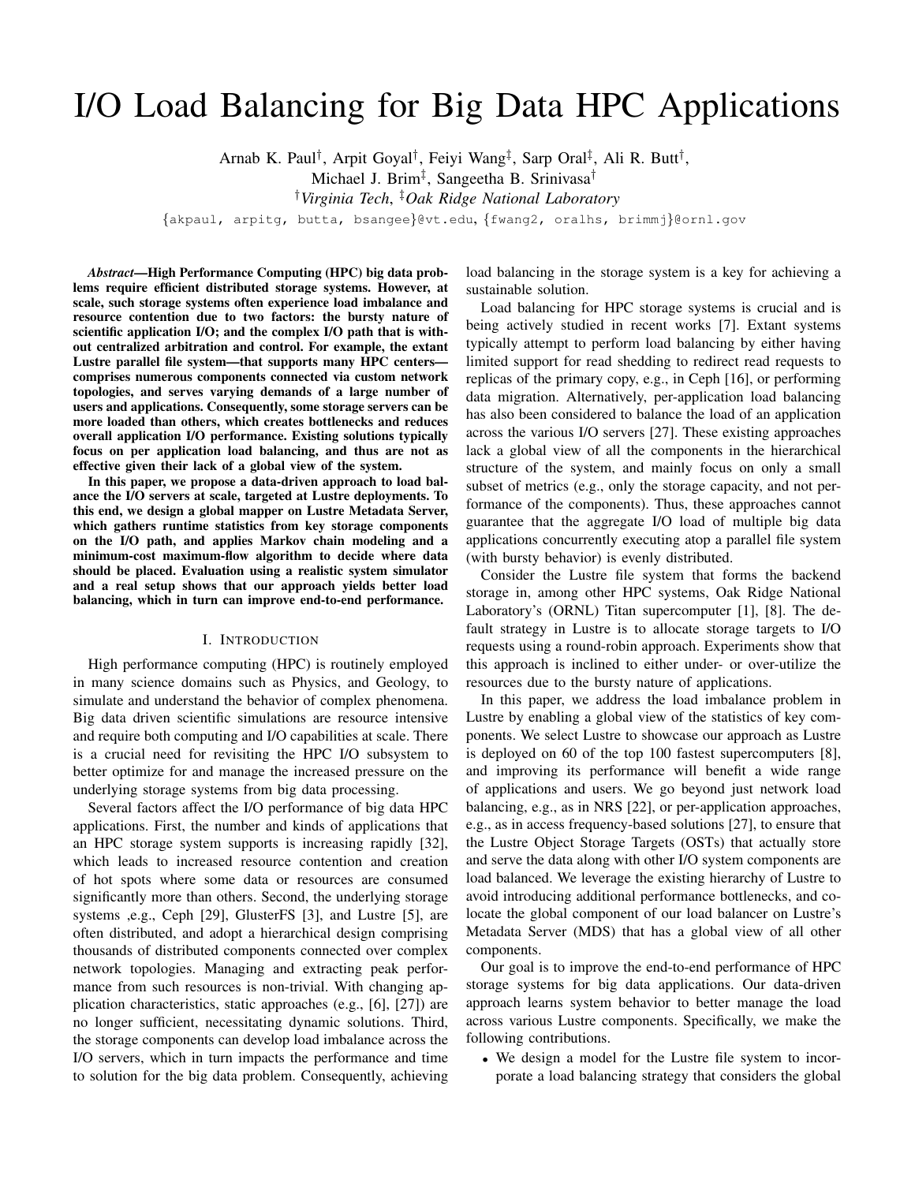# I/O Load Balancing for Big Data HPC Applications

Arnab K. Paul[†], Arpit Goyal[†], Feiyi Wang[‡], Sarp Oral[‡], Ali R. Butt[†], Michael J. Brim[‡], Sangeetha B. Srinivasa[†]

[†]*Virginia Tech*, [‡]*Oak Ridge National Laboratory*

{akpaul, arpitg, butta, bsangee}@vt.edu, {fwang2, oralhs, brimmj}@ornl.gov

***Abstract*—High Performance Computing (HPC) big data problems require efficient distributed storage systems. However, at scale, such storage systems often experience load imbalance and resource contention due to two factors: the bursty nature of scientific application I/O; and the complex I/O path that is without centralized arbitration and control. For example, the extant Lustre parallel file system—that supports many HPC centers—comprises numerous components connected via custom network topologies, and serves varying demands of a large number of users and applications. Consequently, some storage servers can be more loaded than others, which creates bottlenecks and reduces overall application I/O performance. Existing solutions typically focus on per application load balancing, and thus are not as effective given their lack of a global view of the system.**

**In this paper, we propose a data-driven approach to load balance the I/O servers at scale, targeted at Lustre deployments. To this end, we design a global mapper on Lustre Metadata Server, which gathers runtime statistics from key storage components on the I/O path, and applies Markov chain modeling and a minimum-cost maximum-flow algorithm to decide where data should be placed. Evaluation using a realistic system simulator and a real setup shows that our approach yields better load balancing, which in turn can improve end-to-end performance.**

## I. Introduction

High performance computing (HPC) is routinely employed in many science domains such as Physics, and Geology, to simulate and understand the behavior of complex phenomena. Big data driven scientific simulations are resource intensive and require both computing and I/O capabilities at scale. There is a crucial need for revisiting the HPC I/O subsystem to better optimize for and manage the increased pressure on the underlying storage systems from big data processing.

Several factors affect the I/O performance of big data HPC applications. First, the number and kinds of applications that an HPC storage system supports is increasing rapidly [32], which leads to increased resource contention and creation of hot spots where some data or resources are consumed significantly more than others. Second, the underlying storage systems ,e.g., Ceph [29], GlusterFS [3], and Lustre [5], are often distributed, and adopt a hierarchical design comprising thousands of distributed components connected over complex network topologies. Managing and extracting peak performance from such resources is non-trivial. With changing application characteristics, static approaches (e.g., [6], [27]) are no longer sufficient, necessitating dynamic solutions. Third, the storage components can develop load imbalance across the I/O servers, which in turn impacts the performance and time to solution for the big data problem. Consequently, achieving load balancing in the storage system is a key for achieving a sustainable solution.

Load balancing for HPC storage systems is crucial and is being actively studied in recent works [7]. Extant systems typically attempt to perform load balancing by either having limited support for read shedding to redirect read requests to replicas of the primary copy, e.g., in Ceph [16], or performing data migration. Alternatively, per-application load balancing has also been considered to balance the load of an application across the various I/O servers [27]. These existing approaches lack a global view of all the components in the hierarchical structure of the system, and mainly focus on only a small subset of metrics (e.g., only the storage capacity, and not performance of the components). Thus, these approaches cannot guarantee that the aggregate I/O load of multiple big data applications concurrently executing atop a parallel file system (with bursty behavior) is evenly distributed.

Consider the Lustre file system that forms the backend storage in, among other HPC systems, Oak Ridge National Laboratory's (ORNL) Titan supercomputer [1], [8]. The default strategy in Lustre is to allocate storage targets to I/O requests using a round-robin approach. Experiments show that this approach is inclined to either under- or over-utilize the resources due to the bursty nature of applications.

In this paper, we address the load imbalance problem in Lustre by enabling a global view of the statistics of key components. We select Lustre to showcase our approach as Lustre is deployed on 60 of the top 100 fastest supercomputers [8], and improving its performance will benefit a wide range of applications and users. We go beyond just network load balancing, e.g., as in NRS [22], or per-application approaches, e.g., as in access frequency-based solutions [27], to ensure that the Lustre Object Storage Targets (OSTs) that actually store and serve the data along with other I/O system components are load balanced. We leverage the existing hierarchy of Lustre to avoid introducing additional performance bottlenecks, and co-locate the global component of our load balancer on Lustre's Metadata Server (MDS) that has a global view of all other components.

Our goal is to improve the end-to-end performance of HPC storage systems for big data applications. Our data-driven approach learns system behavior to better manage the load across various Lustre components. Specifically, we make the following contributions.

- We design a model for the Lustre file system to incorporate a load balancing strategy that considers the global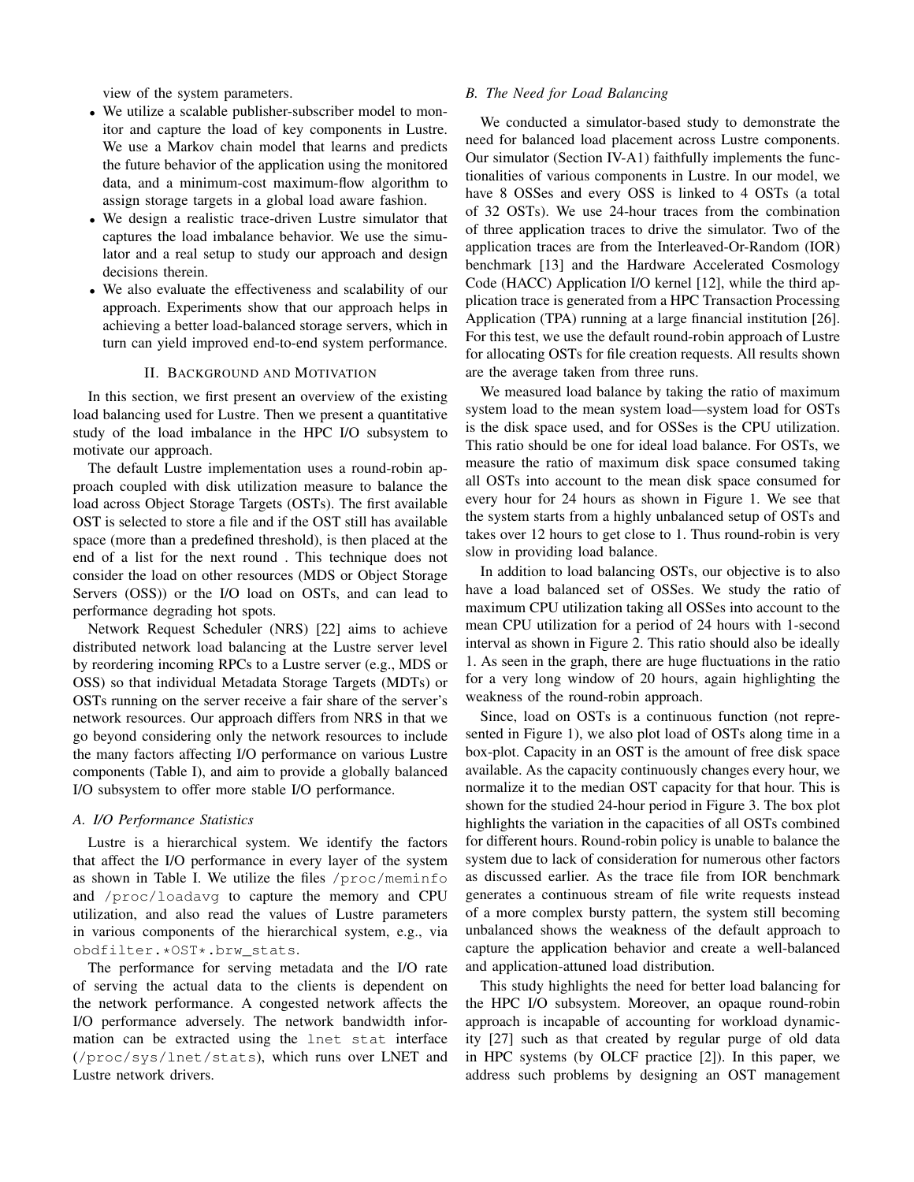view of the system parameters.

- We utilize a scalable publisher-subscriber model to monitor and capture the load of key components in Lustre. We use a Markov chain model that learns and predicts the future behavior of the application using the monitored data, and a minimum-cost maximum-flow algorithm to assign storage targets in a global load aware fashion.
- We design a realistic trace-driven Lustre simulator that captures the load imbalance behavior. We use the simulator and a real setup to study our approach and design decisions therein.
- We also evaluate the effectiveness and scalability of our approach. Experiments show that our approach helps in achieving a better load-balanced storage servers, which in turn can yield improved end-to-end system performance.

## II. Background and Motivation

In this section, we first present an overview of the existing load balancing used for Lustre. Then we present a quantitative study of the load imbalance in the HPC I/O subsystem to motivate our approach.

The default Lustre implementation uses a round-robin approach coupled with disk utilization measure to balance the load across Object Storage Targets (OSTs). The first available OST is selected to store a file and if the OST still has available space (more than a predefined threshold), is then placed at the end of a list for the next round . This technique does not consider the load on other resources (MDS or Object Storage Servers (OSS)) or the I/O load on OSTs, and can lead to performance degrading hot spots.

Network Request Scheduler (NRS) [22] aims to achieve distributed network load balancing at the Lustre server level by reordering incoming RPCs to a Lustre server (e.g., MDS or OSS) so that individual Metadata Storage Targets (MDTs) or OSTs running on the server receive a fair share of the server's network resources. Our approach differs from NRS in that we go beyond considering only the network resources to include the many factors affecting I/O performance on various Lustre components (Table I), and aim to provide a globally balanced I/O subsystem to offer more stable I/O performance.

### A. I/O Performance Statistics

Lustre is a hierarchical system. We identify the factors that affect the I/O performance in every layer of the system as shown in Table I. We utilize the files `/proc/meminfo` and `/proc/loadavg` to capture the memory and CPU utilization, and also read the values of Lustre parameters in various components of the hierarchical system, e.g., via `obdfilter.*OST*.brw_stats`.

The performance for serving metadata and the I/O rate of serving the actual data to the clients is dependent on the network performance. A congested network affects the I/O performance adversely. The network bandwidth information can be extracted using the `lnet stat` interface (`/proc/sys/lnet/stats`), which runs over LNET and Lustre network drivers.

### B. The Need for Load Balancing

We conducted a simulator-based study to demonstrate the need for balanced load placement across Lustre components. Our simulator (Section IV-A1) faithfully implements the functionalities of various components in Lustre. In our model, we have 8 OSSes and every OSS is linked to 4 OSTs (a total of 32 OSTs). We use 24-hour traces from the combination of three application traces to drive the simulator. Two of the application traces are from the Interleaved-Or-Random (IOR) benchmark [13] and the Hardware Accelerated Cosmology Code (HACC) Application I/O kernel [12], while the third application trace is generated from a HPC Transaction Processing Application (TPA) running at a large financial institution [26]. For this test, we use the default round-robin approach of Lustre for allocating OSTs for file creation requests. All results shown are the average taken from three runs.

We measured load balance by taking the ratio of maximum system load to the mean system load—system load for OSTs is the disk space used, and for OSSes is the CPU utilization. This ratio should be one for ideal load balance. For OSTs, we measure the ratio of maximum disk space consumed taking all OSTs into account to the mean disk space consumed for every hour for 24 hours as shown in Figure 1. We see that the system starts from a highly unbalanced setup of OSTs and takes over 12 hours to get close to 1. Thus round-robin is very slow in providing load balance.

In addition to load balancing OSTs, our objective is to also have a load balanced set of OSSes. We study the ratio of maximum CPU utilization taking all OSSes into account to the mean CPU utilization for a period of 24 hours with 1-second interval as shown in Figure 2. This ratio should also be ideally 1. As seen in the graph, there are huge fluctuations in the ratio for a very long window of 20 hours, again highlighting the weakness of the round-robin approach.

Since, load on OSTs is a continuous function (not represented in Figure 1), we also plot load of OSTs along time in a box-plot. Capacity in an OST is the amount of free disk space available. As the capacity continuously changes every hour, we normalize it to the median OST capacity for that hour. This is shown for the studied 24-hour period in Figure 3. The box plot highlights the variation in the capacities of all OSTs combined for different hours. Round-robin policy is unable to balance the system due to lack of consideration for numerous other factors as discussed earlier. As the trace file from IOR benchmark generates a continuous stream of file write requests instead of a more complex bursty pattern, the system still becoming unbalanced shows the weakness of the default approach to capture the application behavior and create a well-balanced and application-attuned load distribution.

This study highlights the need for better load balancing for the HPC I/O subsystem. Moreover, an opaque round-robin approach is incapable of accounting for workload dynamicity [27] such as that created by regular purge of old data in HPC systems (by OLCF practice [2]). In this paper, we address such problems by designing an OST management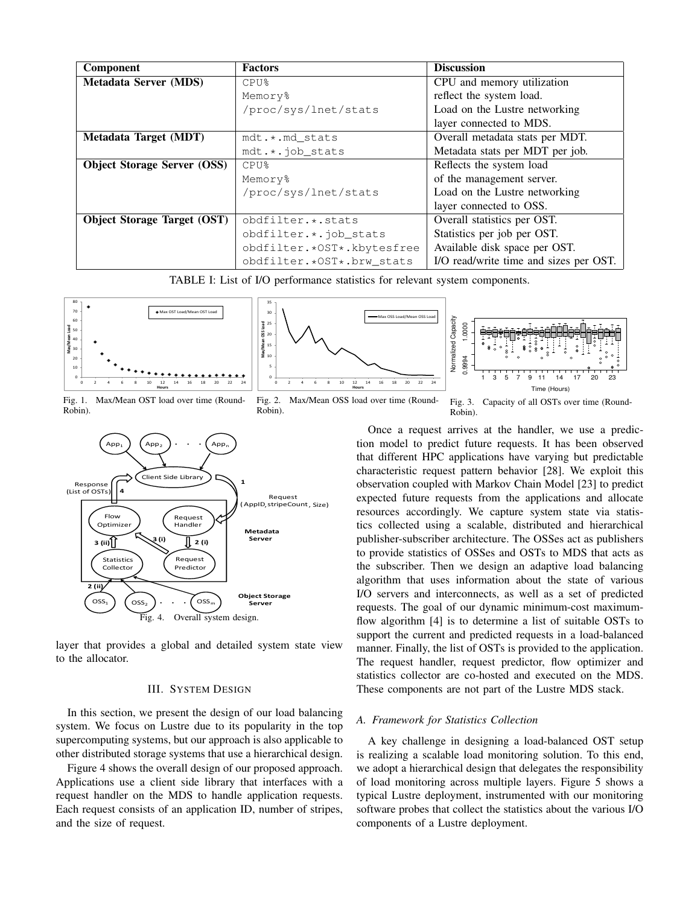| Component | Factors | Discussion |
|---|---|---|
| **Metadata Server (MDS)** | CPU% | CPU and memory utilization |
| | Memory% | reflect the system load. |
| | /proc/sys/lnet/stats | Load on the Lustre networking |
| | | layer connected to MDS. |
| **Metadata Target (MDT)** | mdt.*.md_stats | Overall metadata stats per MDT. |
| | mdt.*.job_stats | Metadata stats per MDT per job. |
| **Object Storage Server (OSS)** | CPU% | Reflects the system load |
| | Memory% | of the management server. |
| | /proc/sys/lnet/stats | Load on the Lustre networking |
| | | layer connected to OSS. |
| **Object Storage Target (OST)** | obdfilter.*.stats | Overall statistics per OST. |
| | obdfilter.*.job_stats | Statistics per job per OST. |
| | obdfilter.*OST*.kbytesfree | Available disk space per OST. |
| | obdfilter.*OST*.brw_stats | I/O read/write time and sizes per OST. |

TABLE I: List of I/O performance statistics for relevant system components.

Fig. 1. Max/Mean OST load over time (Round-Robin).

Fig. 2. Max/Mean OSS load over time (Round-Robin).

Fig. 3. Capacity of all OSTs over time (Round-Robin).

Fig. 4. Overall system design.

layer that provides a global and detailed system state view to the allocator.

## III. System Design

In this section, we present the design of our load balancing system. We focus on Lustre due to its popularity in the top supercomputing systems, but our approach is also applicable to other distributed storage systems that use a hierarchical design.

Figure 4 shows the overall design of our proposed approach. Applications use a client side library that interfaces with a request handler on the MDS to handle application requests. Each request consists of an application ID, number of stripes, and the size of request.

Once a request arrives at the handler, we use a prediction model to predict future requests. It has been observed that different HPC applications have varying but predictable characteristic request pattern behavior [28]. We exploit this observation coupled with Markov Chain Model [23] to predict expected future requests from the applications and allocate resources accordingly. We capture system state via statistics collected using a scalable, distributed and hierarchical publisher-subscriber architecture. The OSSes act as publishers to provide statistics of OSSes and OSTs to MDS that acts as the subscriber. Then we design an adaptive load balancing algorithm that uses information about the state of various I/O servers and interconnects, as well as a set of predicted requests. The goal of our dynamic minimum-cost maximum-flow algorithm [4] is to determine a list of suitable OSTs to support the current and predicted requests in a load-balanced manner. Finally, the list of OSTs is provided to the application. The request handler, request predictor, flow optimizer and statistics collector are co-hosted and executed on the MDS. These components are not part of the Lustre MDS stack.

### A. Framework for Statistics Collection

A key challenge in designing a load-balanced OST setup is realizing a scalable load monitoring solution. To this end, we adopt a hierarchical design that delegates the responsibility of load monitoring across multiple layers. Figure 5 shows a typical Lustre deployment, instrumented with our monitoring software probes that collect the statistics about the various I/O components of a Lustre deployment.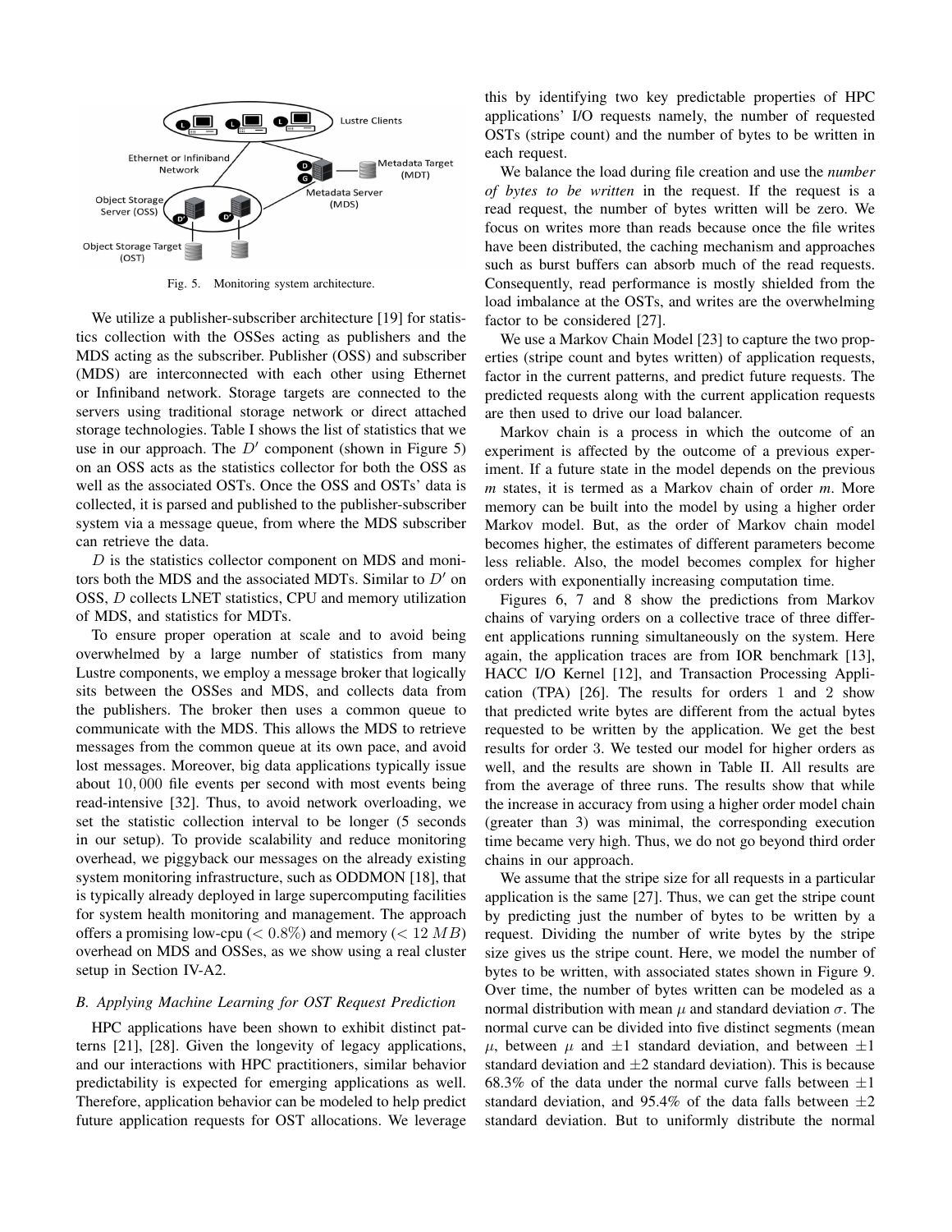Fig. 5. Monitoring system architecture.

We utilize a publisher-subscriber architecture [19] for statistics collection with the OSSes acting as publishers and the MDS acting as the subscriber. Publisher (OSS) and subscriber (MDS) are interconnected with each other using Ethernet or Infiniband network. Storage targets are connected to the servers using traditional storage network or direct attached storage technologies. Table I shows the list of statistics that we use in our approach. The $D'$ component (shown in Figure 5) on an OSS acts as the statistics collector for both the OSS as well as the associated OSTs. Once the OSS and OSTs' data is collected, it is parsed and published to the publisher-subscriber system via a message queue, from where the MDS subscriber can retrieve the data.

$D$ is the statistics collector component on MDS and monitors both the MDS and the associated MDTs. Similar to $D'$ on OSS, $D$ collects LNET statistics, CPU and memory utilization of MDS, and statistics for MDTs.

To ensure proper operation at scale and to avoid being overwhelmed by a large number of statistics from many Lustre components, we employ a message broker that logically sits between the OSSes and MDS, and collects data from the publishers. The broker then uses a common queue to communicate with the MDS. This allows the MDS to retrieve messages from the common queue at its own pace, and avoid lost messages. Moreover, big data applications typically issue about $10,000$ file events per second with most events being read-intensive [32]. Thus, to avoid network overloading, we set the statistic collection interval to be longer (5 seconds in our setup). To provide scalability and reduce monitoring overhead, we piggyback our messages on the already existing system monitoring infrastructure, such as ODDMON [18], that is typically already deployed in large supercomputing facilities for system health monitoring and management. The approach offers a promising low-cpu ($< 0.8\%$) and memory ($< 12\ MB$) overhead on MDS and OSSes, as we show using a real cluster setup in Section IV-A2.

### B. Applying Machine Learning for OST Request Prediction

HPC applications have been shown to exhibit distinct patterns [21], [28]. Given the longevity of legacy applications, and our interactions with HPC practitioners, similar behavior predictability is expected for emerging applications as well. Therefore, application behavior can be modeled to help predict future application requests for OST allocations. We leverage this by identifying two key predictable properties of HPC applications' I/O requests namely, the number of requested OSTs (stripe count) and the number of bytes to be written in each request.

We balance the load during file creation and use the *number of bytes to be written* in the request. If the request is a read request, the number of bytes written will be zero. We focus on writes more than reads because once the file writes have been distributed, the caching mechanism and approaches such as burst buffers can absorb much of the read requests. Consequently, read performance is mostly shielded from the load imbalance at the OSTs, and writes are the overwhelming factor to be considered [27].

We use a Markov Chain Model [23] to capture the two properties (stripe count and bytes written) of application requests, factor in the current patterns, and predict future requests. The predicted requests along with the current application requests are then used to drive our load balancer.

Markov chain is a process in which the outcome of an experiment is affected by the outcome of a previous experiment. If a future state in the model depends on the previous *m* states, it is termed as a Markov chain of order *m*. More memory can be built into the model by using a higher order Markov model. But, as the order of Markov chain model becomes higher, the estimates of different parameters become less reliable. Also, the model becomes complex for higher orders with exponentially increasing computation time.

Figures 6, 7 and 8 show the predictions from Markov chains of varying orders on a collective trace of three different applications running simultaneously on the system. Here again, the application traces are from IOR benchmark [13], HACC I/O Kernel [12], and Transaction Processing Application (TPA) [26]. The results for orders 1 and 2 show that predicted write bytes are different from the actual bytes requested to be written by the application. We get the best results for order 3. We tested our model for higher orders as well, and the results are shown in Table II. All results are from the average of three runs. The results show that while the increase in accuracy from using a higher order model chain (greater than 3) was minimal, the corresponding execution time became very high. Thus, we do not go beyond third order chains in our approach.

We assume that the stripe size for all requests in a particular application is the same [27]. Thus, we can get the stripe count by predicting just the number of bytes to be written by a request. Dividing the number of write bytes by the stripe size gives us the stripe count. Here, we model the number of bytes to be written, with associated states shown in Figure 9. Over time, the number of bytes written can be modeled as a normal distribution with mean $\mu$ and standard deviation $\sigma$. The normal curve can be divided into five distinct segments (mean $\mu$, between $\mu$ and $\pm 1$ standard deviation, and between $\pm 1$ standard deviation and $\pm 2$ standard deviation). This is because 68.3% of the data under the normal curve falls between $\pm 1$ standard deviation, and 95.4% of the data falls between $\pm 2$ standard deviation. But to uniformly distribute the normal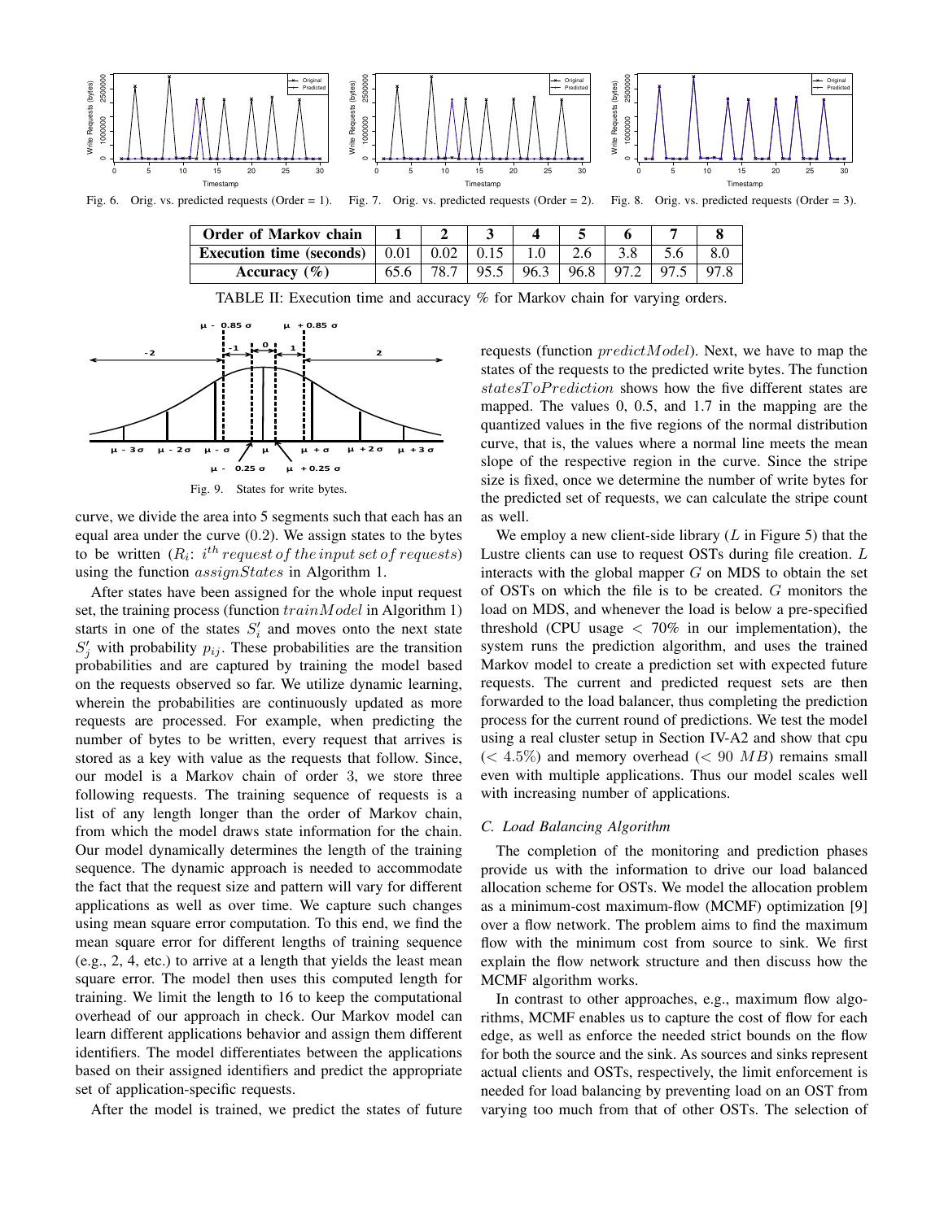Write Requests (bytes)
2500000
1000000
0
0 5 10 15 20 25 30
Timestamp
Original
Predicted

Fig. 6. Orig. vs. predicted requests (Order = 1).

Write Requests (bytes)
2500000
1000000
0
0 5 10 15 20 25 30
Timestamp
Original
Predicted

Fig. 7. Orig. vs. predicted requests (Order = 2).

Write Requests (bytes)
2500000
1000000
0
0 5 10 15 20 25 30
Timestamp
Original
Predicted

Fig. 8. Orig. vs. predicted requests (Order = 3).

| Order of Markov chain | 1 | 2 | 3 | 4 | 5 | 6 | 7 | 8 |
|---|---|---|---|---|---|---|---|---|
| Execution time (seconds) | 0.01 | 0.02 | 0.15 | 1.0 | 2.6 | 3.8 | 5.6 | 8.0 |
| Accuracy (%) | 65.6 | 78.7 | 95.5 | 96.3 | 96.8 | 97.2 | 97.5 | 97.8 |

TABLE II: Execution time and accuracy % for Markov chain for varying orders.

μ - 0.85 σ
μ + 0.85 σ
-2
-1
0
1
2
μ - 3σ
μ - 2σ
μ - σ
μ
μ + σ
μ + 2σ
μ + 3σ
μ - 0.25 σ
μ + 0.25 σ

Fig. 9. States for write bytes.

curve, we divide the area into 5 segments such that each has an equal area under the curve (0.2). We assign states to the bytes to be written ($R_i$: $i^{th}$ *request of the input set of requests*) using the function *assignStates* in Algorithm 1.

After states have been assigned for the whole input request set, the training process (function *trainModel* in Algorithm 1) starts in one of the states $S'_i$ and moves onto the next state $S'_j$ with probability $p_{ij}$. These probabilities are the transition probabilities and are captured by training the model based on the requests observed so far. We utilize dynamic learning, wherein the probabilities are continuously updated as more requests are processed. For example, when predicting the number of bytes to be written, every request that arrives is stored as a key with value as the requests that follow. Since, our model is a Markov chain of order 3, we store three following requests. The training sequence of requests is a list of any length longer than the order of Markov chain, from which the model draws state information for the chain. Our model dynamically determines the length of the training sequence. The dynamic approach is needed to accommodate the fact that the request size and pattern will vary for different applications as well as over time. We capture such changes using mean square error computation. To this end, we find the mean square error for different lengths of training sequence (e.g., 2, 4, etc.) to arrive at a length that yields the least mean square error. The model then uses this computed length for training. We limit the length to 16 to keep the computational overhead of our approach in check. Our Markov model can learn different applications behavior and assign them different identifiers. The model differentiates between the applications based on their assigned identifiers and predict the appropriate set of application-specific requests.

After the model is trained, we predict the states of future requests (function *predictModel*). Next, we have to map the states of the requests to the predicted write bytes. The function *statesToPrediction* shows how the five different states are mapped. The values 0, 0.5, and 1.7 in the mapping are the quantized values in the five regions of the normal distribution curve, that is, the values where a normal line meets the mean slope of the respective region in the curve. Since the stripe size is fixed, once we determine the number of write bytes for the predicted set of requests, we can calculate the stripe count as well.

We employ a new client-side library ($L$ in Figure 5) that the Lustre clients can use to request OSTs during file creation. $L$ interacts with the global mapper $G$ on MDS to obtain the set of OSTs on which the file is to be created. $G$ monitors the load on MDS, and whenever the load is below a pre-specified threshold (CPU usage $< 70\%$ in our implementation), the system runs the prediction algorithm, and uses the trained Markov model to create a prediction set with expected future requests. The current and predicted request sets are then forwarded to the load balancer, thus completing the prediction process for the current round of predictions. We test the model using a real cluster setup in Section IV-A2 and show that cpu ($< 4.5\%$) and memory overhead ($< 90$ $MB$) remains small even with multiple applications. Thus our model scales well with increasing number of applications.

### C. Load Balancing Algorithm

The completion of the monitoring and prediction phases provide us with the information to drive our load balanced allocation scheme for OSTs. We model the allocation problem as a minimum-cost maximum-flow (MCMF) optimization [9] over a flow network. The problem aims to find the maximum flow with the minimum cost from source to sink. We first explain the flow network structure and then discuss how the MCMF algorithm works.

In contrast to other approaches, e.g., maximum flow algorithms, MCMF enables us to capture the cost of flow for each edge, as well as enforce the needed strict bounds on the flow for both the source and the sink. As sources and sinks represent actual clients and OSTs, respectively, the limit enforcement is needed for load balancing by preventing load on an OST from varying too much from that of other OSTs. The selection of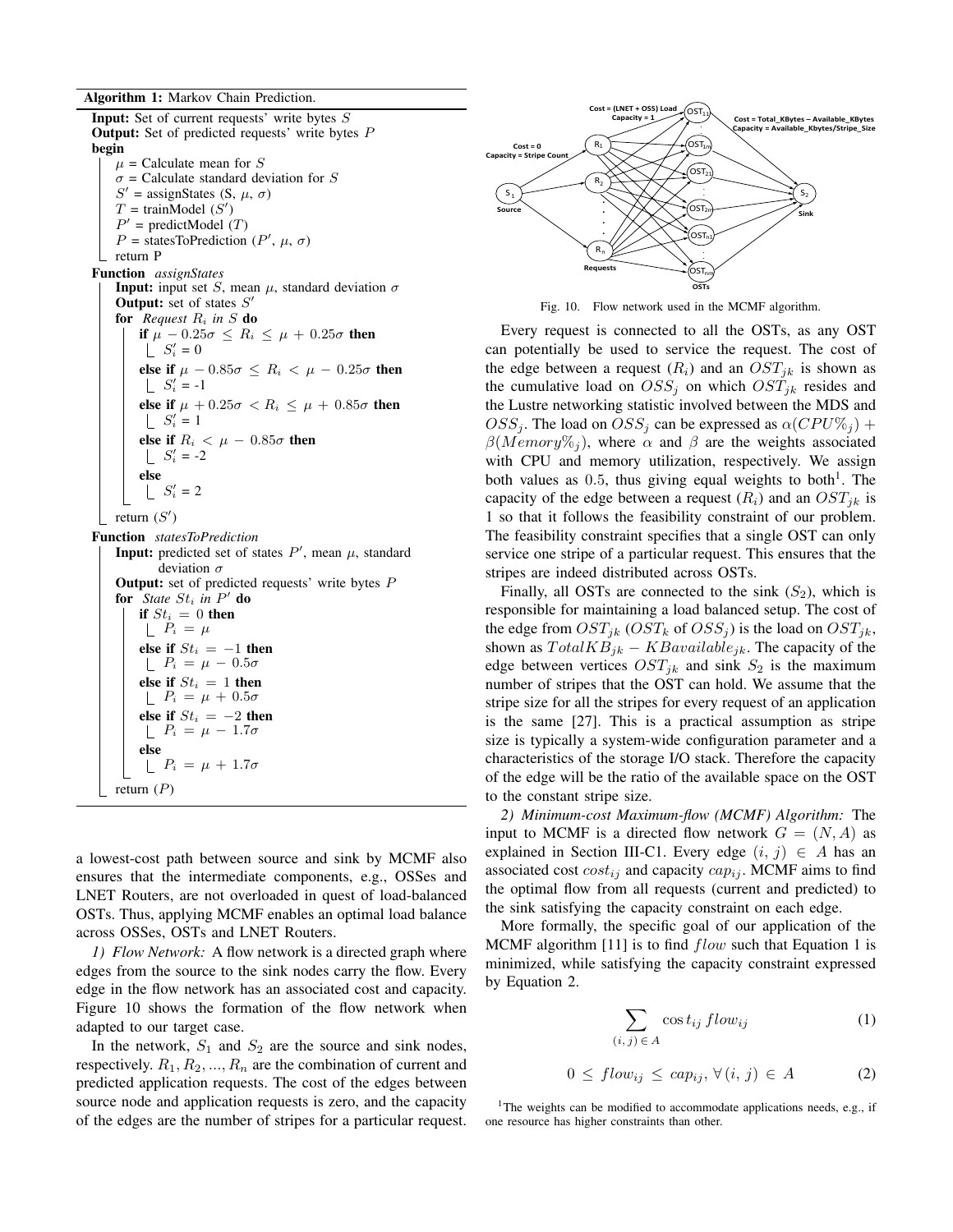**Algorithm 1:** Markov Chain Prediction.

```
Input: Set of current requests' write bytes S
Output: Set of predicted requests' write bytes P
begin
    μ = Calculate mean for S
    σ = Calculate standard deviation for S
    S' = assignStates (S, μ, σ)
    T = trainModel (S')
    P' = predictModel (T)
    P = statesToPrediction (P', μ, σ)
    return P
Function assignStates
    Input: input set S, mean μ, standard deviation σ
    Output: set of states S'
    for Request R_i in S do
        if μ − 0.25σ ≤ R_i ≤ μ + 0.25σ then
            S'_i = 0
        else if μ − 0.85σ ≤ R_i < μ − 0.25σ then
            S'_i = -1
        else if μ + 0.25σ < R_i ≤ μ + 0.85σ then
            S'_i = 1
        else if R_i < μ − 0.85σ then
            S'_i = -2
        else
            S'_i = 2
    return (S')
Function statesToPrediction
    Input: predicted set of states P', mean μ, standard deviation σ
    Output: set of predicted requests' write bytes P
    for State St_i in P' do
        if St_i = 0 then
            P_i = μ
        else if St_i = −1 then
            P_i = μ − 0.5σ
        else if St_i = 1 then
            P_i = μ + 0.5σ
        else if St_i = −2 then
            P_i = μ − 1.7σ
        else
            P_i = μ + 1.7σ
    return (P)
```

a lowest-cost path between source and sink by MCMF also ensures that the intermediate components, e.g., OSSes and LNET Routers, are not overloaded in quest of load-balanced OSTs. Thus, applying MCMF enables an optimal load balance across OSSes, OSTs and LNET Routers.

*1) Flow Network:* A flow network is a directed graph where edges from the source to the sink nodes carry the flow. Every edge in the flow network has an associated cost and capacity. Figure 10 shows the formation of the flow network when adapted to our target case.

In the network, $S_1$ and $S_2$ are the source and sink nodes, respectively. $R_1, R_2, ..., R_n$ are the combination of current and predicted application requests. The cost of the edges between source node and application requests is zero, and the capacity of the edges are the number of stripes for a particular request.

Fig. 10. Flow network used in the MCMF algorithm.

Every request is connected to all the OSTs, as any OST can potentially be used to service the request. The cost of the edge between a request ($R_i$) and an $OST_{jk}$ is shown as the cumulative load on $OSS_j$ on which $OST_{jk}$ resides and the Lustre networking statistic involved between the MDS and $OSS_j$. The load on $OSS_j$ can be expressed as $\alpha(CPU\%_j) + \beta(Memory\%_j)$, where $\alpha$ and $\beta$ are the weights associated with CPU and memory utilization, respectively. We assign both values as 0.5, thus giving equal weights to both[1]. The capacity of the edge between a request ($R_i$) and an $OST_{jk}$ is 1 so that it follows the feasibility constraint of our problem. The feasibility constraint specifies that a single OST can only service one stripe of a particular request. This ensures that the stripes are indeed distributed across OSTs.

Finally, all OSTs are connected to the sink ($S_2$), which is responsible for maintaining a load balanced setup. The cost of the edge from $OST_{jk}$ ($OST_k$ of $OSS_j$) is the load on $OST_{jk}$, shown as $TotalKB_{jk} - KBavailable_{jk}$. The capacity of the edge between vertices $OST_{jk}$ and sink $S_2$ is the maximum number of stripes that the OST can hold. We assume that the stripe size for all the stripes for every request of an application is the same [27]. This is a practical assumption as stripe size is typically a system-wide configuration parameter and a characteristics of the storage I/O stack. Therefore the capacity of the edge will be the ratio of the available space on the OST to the constant stripe size.

*2) Minimum-cost Maximum-flow (MCMF) Algorithm:* The input to MCMF is a directed flow network $G = (N, A)$ as explained in Section III-C1. Every edge $(i, j) \in A$ has an associated cost $cost_{ij}$ and capacity $cap_{ij}$. MCMF aims to find the optimal flow from all requests (current and predicted) to the sink satisfying the capacity constraint on each edge.

More formally, the specific goal of our application of the MCMF algorithm [11] is to find $flow$ such that Equation 1 is minimized, while satisfying the capacity constraint expressed by Equation 2.

$$\sum_{(i,\, j)\, \in\, A} \cos t_{ij}\, flow_{ij} \tag{1}$$

$$0 \leq flow_{ij} \leq cap_{ij},\, \forall (i,\, j) \in A \tag{2}$$

[1]The weights can be modified to accommodate applications needs, e.g., if one resource has higher constraints than other.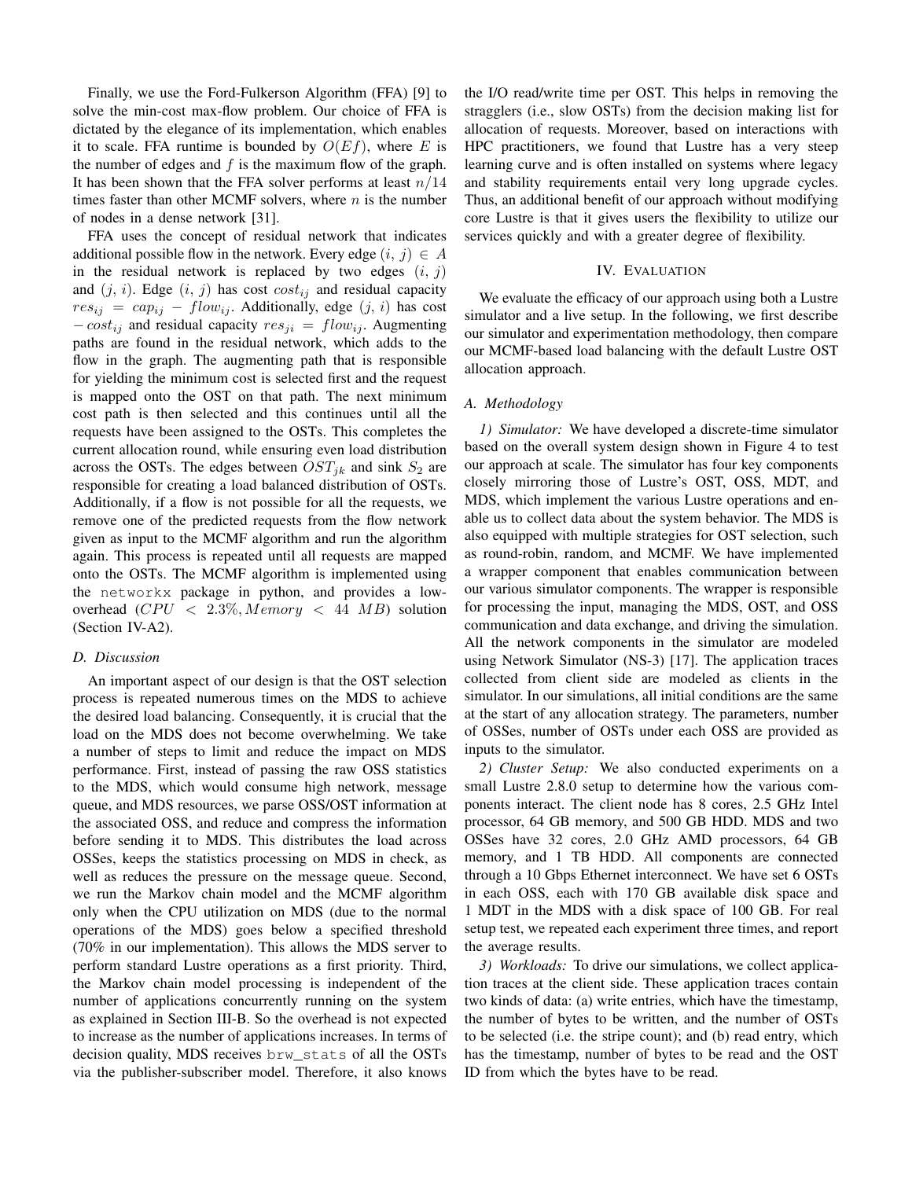Finally, we use the Ford-Fulkerson Algorithm (FFA) [9] to solve the min-cost max-flow problem. Our choice of FFA is dictated by the elegance of its implementation, which enables it to scale. FFA runtime is bounded by $O(Ef)$, where $E$ is the number of edges and $f$ is the maximum flow of the graph. It has been shown that the FFA solver performs at least $n/14$ times faster than other MCMF solvers, where $n$ is the number of nodes in a dense network [31].

FFA uses the concept of residual network that indicates additional possible flow in the network. Every edge $(i, j) \in A$ in the residual network is replaced by two edges $(i, j)$ and $(j, i)$. Edge $(i, j)$ has cost $cost_{ij}$ and residual capacity $res_{ij} = cap_{ij} - flow_{ij}$. Additionally, edge $(j, i)$ has cost $-cost_{ij}$ and residual capacity $res_{ji} = flow_{ij}$. Augmenting paths are found in the residual network, which adds to the flow in the graph. The augmenting path that is responsible for yielding the minimum cost is selected first and the request is mapped onto the OST on that path. The next minimum cost path is then selected and this continues until all the requests have been assigned to the OSTs. This completes the current allocation round, while ensuring even load distribution across the OSTs. The edges between $OST_{jk}$ and sink $S_2$ are responsible for creating a load balanced distribution of OSTs. Additionally, if a flow is not possible for all the requests, we remove one of the predicted requests from the flow network given as input to the MCMF algorithm and run the algorithm again. This process is repeated until all requests are mapped onto the OSTs. The MCMF algorithm is implemented using the `networkx` package in python, and provides a low-overhead ($CPU < 2.3\%, Memory < 44\ MB$) solution (Section IV-A2).

### D. Discussion

An important aspect of our design is that the OST selection process is repeated numerous times on the MDS to achieve the desired load balancing. Consequently, it is crucial that the load on the MDS does not become overwhelming. We take a number of steps to limit and reduce the impact on MDS performance. First, instead of passing the raw OSS statistics to the MDS, which would consume high network, message queue, and MDS resources, we parse OSS/OST information at the associated OSS, and reduce and compress the information before sending it to MDS. This distributes the load across OSSes, keeps the statistics processing on MDS in check, as well as reduces the pressure on the message queue. Second, we run the Markov chain model and the MCMF algorithm only when the CPU utilization on MDS (due to the normal operations of the MDS) goes below a specified threshold (70% in our implementation). This allows the MDS server to perform standard Lustre operations as a first priority. Third, the Markov chain model processing is independent of the number of applications concurrently running on the system as explained in Section III-B. So the overhead is not expected to increase as the number of applications increases. In terms of decision quality, MDS receives `brw_stats` of all the OSTs via the publisher-subscriber model. Therefore, it also knows the I/O read/write time per OST. This helps in removing the stragglers (i.e., slow OSTs) from the decision making list for allocation of requests. Moreover, based on interactions with HPC practitioners, we found that Lustre has a very steep learning curve and is often installed on systems where legacy and stability requirements entail very long upgrade cycles. Thus, an additional benefit of our approach without modifying core Lustre is that it gives users the flexibility to utilize our services quickly and with a greater degree of flexibility.

## IV. Evaluation

We evaluate the efficacy of our approach using both a Lustre simulator and a live setup. In the following, we first describe our simulator and experimentation methodology, then compare our MCMF-based load balancing with the default Lustre OST allocation approach.

### A. Methodology

*1) Simulator:* We have developed a discrete-time simulator based on the overall system design shown in Figure 4 to test our approach at scale. The simulator has four key components closely mirroring those of Lustre's OST, OSS, MDT, and MDS, which implement the various Lustre operations and enable us to collect data about the system behavior. The MDS is also equipped with multiple strategies for OST selection, such as round-robin, random, and MCMF. We have implemented a wrapper component that enables communication between our various simulator components. The wrapper is responsible for processing the input, managing the MDS, OST, and OSS communication and data exchange, and driving the simulation. All the network components in the simulator are modeled using Network Simulator (NS-3) [17]. The application traces collected from client side are modeled as clients in the simulator. In our simulations, all initial conditions are the same at the start of any allocation strategy. The parameters, number of OSSes, number of OSTs under each OSS are provided as inputs to the simulator.

*2) Cluster Setup:* We also conducted experiments on a small Lustre 2.8.0 setup to determine how the various components interact. The client node has 8 cores, 2.5 GHz Intel processor, 64 GB memory, and 500 GB HDD. MDS and two OSSes have 32 cores, 2.0 GHz AMD processors, 64 GB memory, and 1 TB HDD. All components are connected through a 10 Gbps Ethernet interconnect. We have set 6 OSTs in each OSS, each with 170 GB available disk space and 1 MDT in the MDS with a disk space of 100 GB. For real setup test, we repeated each experiment three times, and report the average results.

*3) Workloads:* To drive our simulations, we collect application traces at the client side. These application traces contain two kinds of data: (a) write entries, which have the timestamp, the number of bytes to be written, and the number of OSTs to be selected (i.e. the stripe count); and (b) read entry, which has the timestamp, number of bytes to be read and the OST ID from which the bytes have to be read.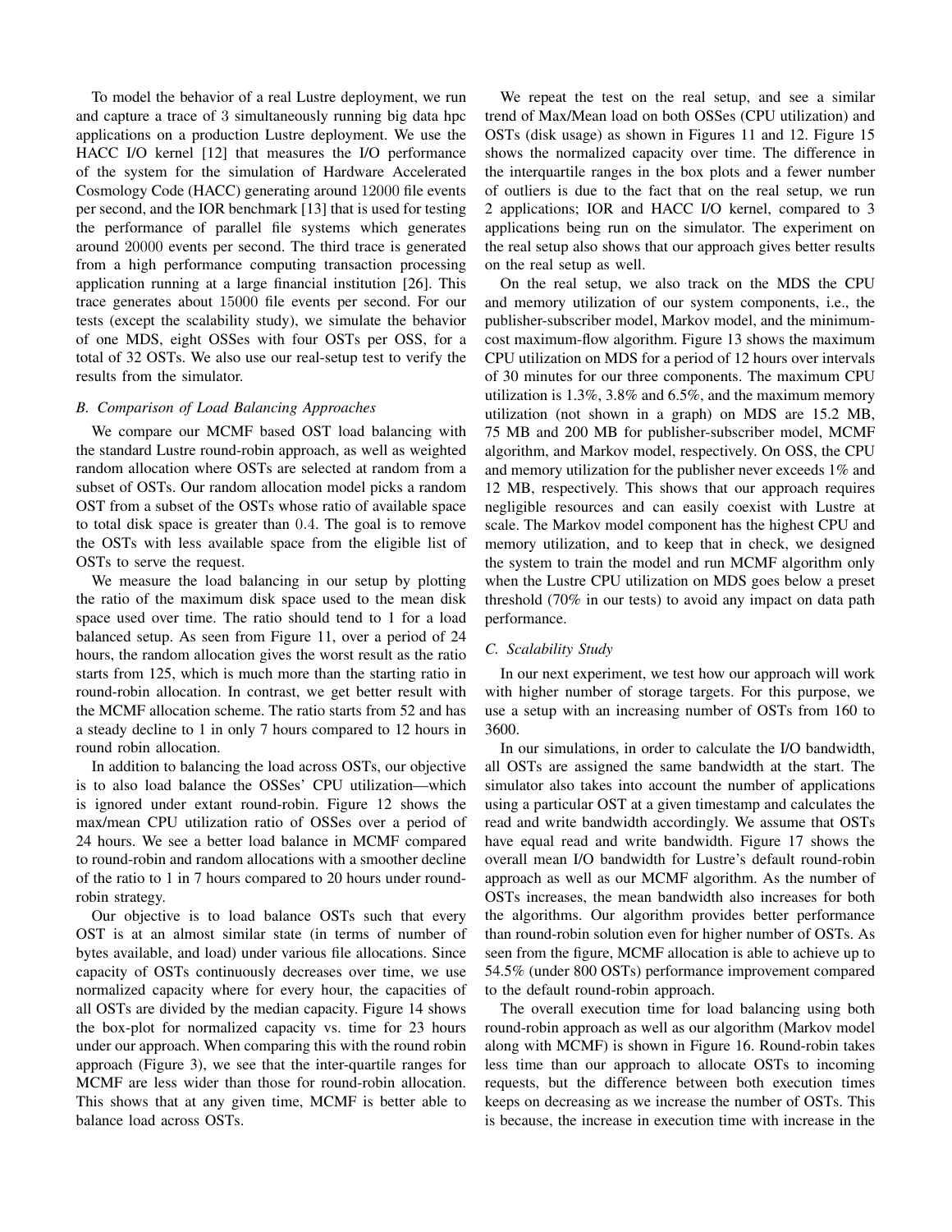To model the behavior of a real Lustre deployment, we run and capture a trace of 3 simultaneously running big data hpc applications on a production Lustre deployment. We use the HACC I/O kernel [12] that measures the I/O performance of the system for the simulation of Hardware Accelerated Cosmology Code (HACC) generating around 12000 file events per second, and the IOR benchmark [13] that is used for testing the performance of parallel file systems which generates around 20000 events per second. The third trace is generated from a high performance computing transaction processing application running at a large financial institution [26]. This trace generates about 15000 file events per second. For our tests (except the scalability study), we simulate the behavior of one MDS, eight OSSes with four OSTs per OSS, for a total of 32 OSTs. We also use our real-setup test to verify the results from the simulator.

### B. Comparison of Load Balancing Approaches

We compare our MCMF based OST load balancing with the standard Lustre round-robin approach, as well as weighted random allocation where OSTs are selected at random from a subset of OSTs. Our random allocation model picks a random OST from a subset of the OSTs whose ratio of available space to total disk space is greater than 0.4. The goal is to remove the OSTs with less available space from the eligible list of OSTs to serve the request.

We measure the load balancing in our setup by plotting the ratio of the maximum disk space used to the mean disk space used over time. The ratio should tend to 1 for a load balanced setup. As seen from Figure 11, over a period of 24 hours, the random allocation gives the worst result as the ratio starts from 125, which is much more than the starting ratio in round-robin allocation. In contrast, we get better result with the MCMF allocation scheme. The ratio starts from 52 and has a steady decline to 1 in only 7 hours compared to 12 hours in round robin allocation.

In addition to balancing the load across OSTs, our objective is to also load balance the OSSes' CPU utilization—which is ignored under extant round-robin. Figure 12 shows the max/mean CPU utilization ratio of OSSes over a period of 24 hours. We see a better load balance in MCMF compared to round-robin and random allocations with a smoother decline of the ratio to 1 in 7 hours compared to 20 hours under round-robin strategy.

Our objective is to load balance OSTs such that every OST is at an almost similar state (in terms of number of bytes available, and load) under various file allocations. Since capacity of OSTs continuously decreases over time, we use normalized capacity where for every hour, the capacities of all OSTs are divided by the median capacity. Figure 14 shows the box-plot for normalized capacity vs. time for 23 hours under our approach. When comparing this with the round robin approach (Figure 3), we see that the inter-quartile ranges for MCMF are less wider than those for round-robin allocation. This shows that at any given time, MCMF is better able to balance load across OSTs.

We repeat the test on the real setup, and see a similar trend of Max/Mean load on both OSSes (CPU utilization) and OSTs (disk usage) as shown in Figures 11 and 12. Figure 15 shows the normalized capacity over time. The difference in the interquartile ranges in the box plots and a fewer number of outliers is due to the fact that on the real setup, we run 2 applications; IOR and HACC I/O kernel, compared to 3 applications being run on the simulator. The experiment on the real setup also shows that our approach gives better results on the real setup as well.

On the real setup, we also track on the MDS the CPU and memory utilization of our system components, i.e., the publisher-subscriber model, Markov model, and the minimum-cost maximum-flow algorithm. Figure 13 shows the maximum CPU utilization on MDS for a period of 12 hours over intervals of 30 minutes for our three components. The maximum CPU utilization is 1.3%, 3.8% and 6.5%, and the maximum memory utilization (not shown in a graph) on MDS are 15.2 MB, 75 MB and 200 MB for publisher-subscriber model, MCMF algorithm, and Markov model, respectively. On OSS, the CPU and memory utilization for the publisher never exceeds 1% and 12 MB, respectively. This shows that our approach requires negligible resources and can easily coexist with Lustre at scale. The Markov model component has the highest CPU and memory utilization, and to keep that in check, we designed the system to train the model and run MCMF algorithm only when the Lustre CPU utilization on MDS goes below a preset threshold (70% in our tests) to avoid any impact on data path performance.

### C. Scalability Study

In our next experiment, we test how our approach will work with higher number of storage targets. For this purpose, we use a setup with an increasing number of OSTs from 160 to 3600.

In our simulations, in order to calculate the I/O bandwidth, all OSTs are assigned the same bandwidth at the start. The simulator also takes into account the number of applications using a particular OST at a given timestamp and calculates the read and write bandwidth accordingly. We assume that OSTs have equal read and write bandwidth. Figure 17 shows the overall mean I/O bandwidth for Lustre's default round-robin approach as well as our MCMF algorithm. As the number of OSTs increases, the mean bandwidth also increases for both the algorithms. Our algorithm provides better performance than round-robin solution even for higher number of OSTs. As seen from the figure, MCMF allocation is able to achieve up to 54.5% (under 800 OSTs) performance improvement compared to the default round-robin approach.

The overall execution time for load balancing using both round-robin approach as well as our algorithm (Markov model along with MCMF) is shown in Figure 16. Round-robin takes less time than our approach to allocate OSTs to incoming requests, but the difference between both execution times keeps on decreasing as we increase the number of OSTs. This is because, the increase in execution time with increase in the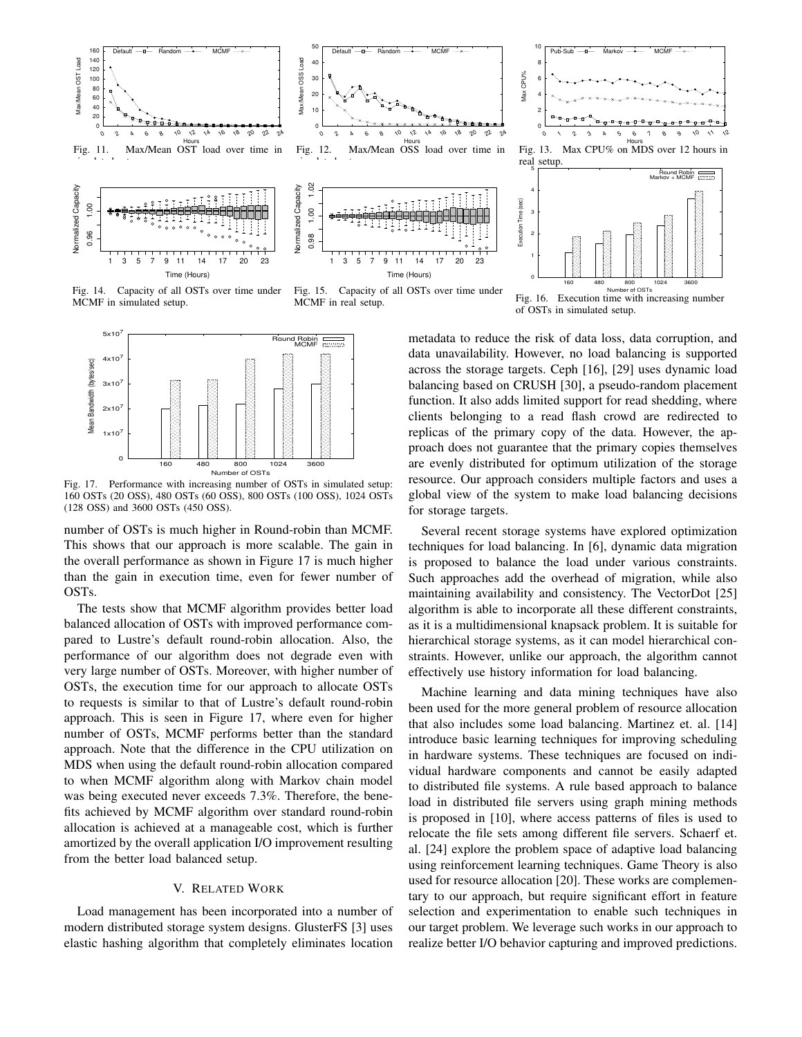Fig. 11. Max/Mean OST load over time in simulated setup.

Fig. 12. Max/Mean OSS load over time in simulated setup.

Fig. 13. Max CPU% on MDS over 12 hours in real setup.

Fig. 14. Capacity of all OSTs over time under MCMF in simulated setup.

Fig. 15. Capacity of all OSTs over time under MCMF in real setup.

Fig. 16. Execution time with increasing number of OSTs in simulated setup.

Fig. 17. Performance with increasing number of OSTs in simulated setup: 160 OSTs (20 OSS), 480 OSTs (60 OSS), 800 OSTs (100 OSS), 1024 OSTs (128 OSS) and 3600 OSTs (450 OSS).

number of OSTs is much higher in Round-robin than MCMF. This shows that our approach is more scalable. The gain in the overall performance as shown in Figure 17 is much higher than the gain in execution time, even for fewer number of OSTs.

The tests show that MCMF algorithm provides better load balanced allocation of OSTs with improved performance compared to Lustre's default round-robin allocation. Also, the performance of our algorithm does not degrade even with very large number of OSTs. Moreover, with higher number of OSTs, the execution time for our approach to allocate OSTs to requests is similar to that of Lustre's default round-robin approach. This is seen in Figure 17, where even for higher number of OSTs, MCMF performs better than the standard approach. Note that the difference in the CPU utilization on MDS when using the default round-robin allocation compared to when MCMF algorithm along with Markov chain model was being executed never exceeds 7.3%. Therefore, the benefits achieved by MCMF algorithm over standard round-robin allocation is achieved at a manageable cost, which is further amortized by the overall application I/O improvement resulting from the better load balanced setup.

## V. Related Work

Load management has been incorporated into a number of modern distributed storage system designs. GlusterFS [3] uses elastic hashing algorithm that completely eliminates location metadata to reduce the risk of data loss, data corruption, and data unavailability. However, no load balancing is supported across the storage targets. Ceph [16], [29] uses dynamic load balancing based on CRUSH [30], a pseudo-random placement function. It also adds limited support for read shedding, where clients belonging to a read flash crowd are redirected to replicas of the primary copy of the data. However, the approach does not guarantee that the primary copies themselves are evenly distributed for optimum utilization of the storage resource. Our approach considers multiple factors and uses a global view of the system to make load balancing decisions for storage targets.

Several recent storage systems have explored optimization techniques for load balancing. In [6], dynamic data migration is proposed to balance the load under various constraints. Such approaches add the overhead of migration, while also maintaining availability and consistency. The VectorDot [25] algorithm is able to incorporate all these different constraints, as it is a multidimensional knapsack problem. It is suitable for hierarchical storage systems, as it can model hierarchical constraints. However, unlike our approach, the algorithm cannot effectively use history information for load balancing.

Machine learning and data mining techniques have also been used for the more general problem of resource allocation that also includes some load balancing. Martinez et. al. [14] introduce basic learning techniques for improving scheduling in hardware systems. These techniques are focused on individual hardware components and cannot be easily adapted to distributed file systems. A rule based approach to balance load in distributed file servers using graph mining methods is proposed in [10], where access patterns of files is used to relocate the file sets among different file servers. Schaerf et. al. [24] explore the problem space of adaptive load balancing using reinforcement learning techniques. Game Theory is also used for resource allocation [20]. These works are complementary to our approach, but require significant effort in feature selection and experimentation to enable such techniques in our target problem. We leverage such works in our approach to realize better I/O behavior capturing and improved predictions.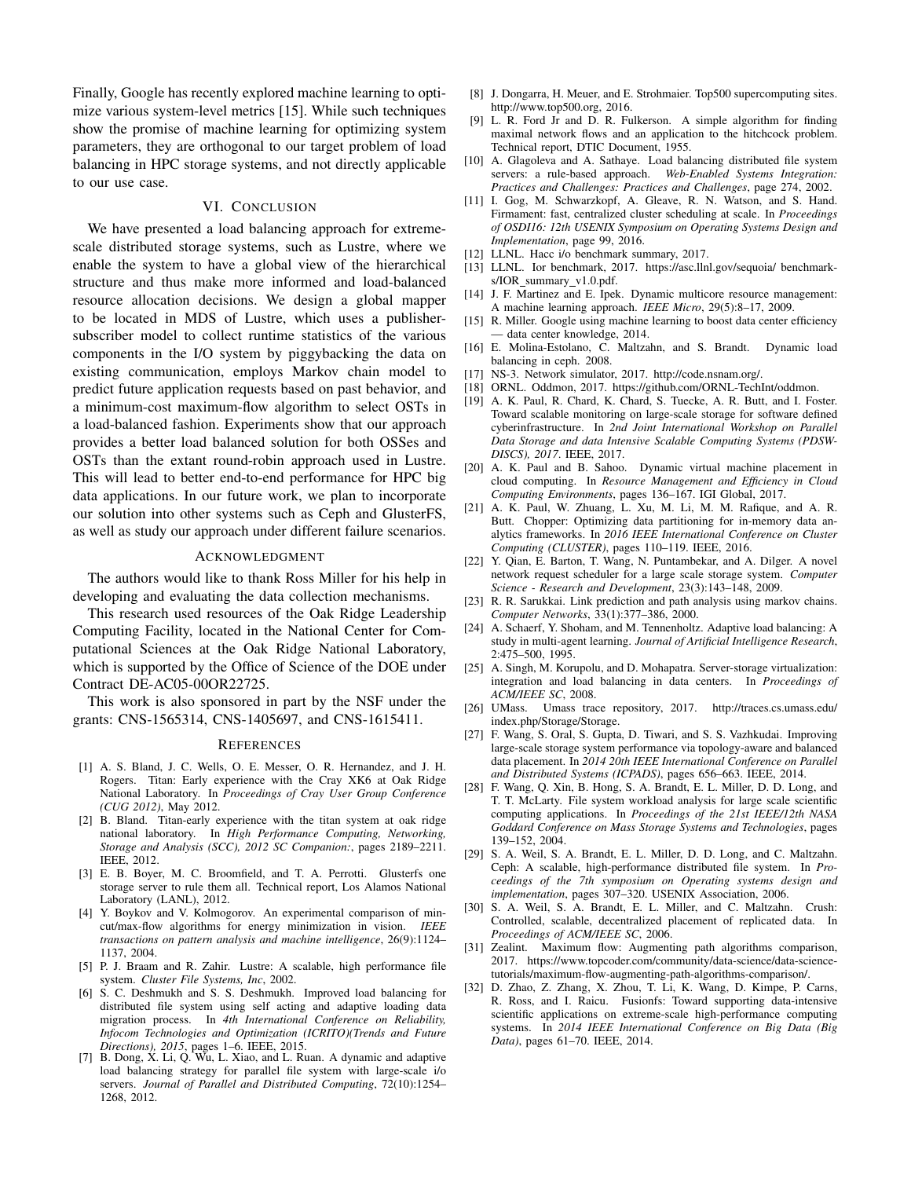Finally, Google has recently explored machine learning to optimize various system-level metrics [15]. While such techniques show the promise of machine learning for optimizing system parameters, they are orthogonal to our target problem of load balancing in HPC storage systems, and not directly applicable to our use case.

## VI. Conclusion

We have presented a load balancing approach for extreme-scale distributed storage systems, such as Lustre, where we enable the system to have a global view of the hierarchical structure and thus make more informed and load-balanced resource allocation decisions. We design a global mapper to be located in MDS of Lustre, which uses a publisher-subscriber model to collect runtime statistics of the various components in the I/O system by piggybacking the data on existing communication, employs Markov chain model to predict future application requests based on past behavior, and a minimum-cost maximum-flow algorithm to select OSTs in a load-balanced fashion. Experiments show that our approach provides a better load balanced solution for both OSSes and OSTs than the extant round-robin approach used in Lustre. This will lead to better end-to-end performance for HPC big data applications. In our future work, we plan to incorporate our solution into other systems such as Ceph and GlusterFS, as well as study our approach under different failure scenarios.

## Acknowledgment

The authors would like to thank Ross Miller for his help in developing and evaluating the data collection mechanisms.

This research used resources of the Oak Ridge Leadership Computing Facility, located in the National Center for Computational Sciences at the Oak Ridge National Laboratory, which is supported by the Office of Science of the DOE under Contract DE-AC05-00OR22725.

This work is also sponsored in part by the NSF under the grants: CNS-1565314, CNS-1405697, and CNS-1615411.

## References

[1] A. S. Bland, J. C. Wells, O. E. Messer, O. R. Hernandez, and J. H. Rogers. Titan: Early experience with the Cray XK6 at Oak Ridge National Laboratory. In *Proceedings of Cray User Group Conference (CUG 2012)*, May 2012.

[2] B. Bland. Titan-early experience with the titan system at oak ridge national laboratory. In *High Performance Computing, Networking, Storage and Analysis (SCC), 2012 SC Companion:*, pages 2189–2211. IEEE, 2012.

[3] E. B. Boyer, M. C. Broomfield, and T. A. Perrotti. Glusterfs one storage server to rule them all. Technical report, Los Alamos National Laboratory (LANL), 2012.

[4] Y. Boykov and V. Kolmogorov. An experimental comparison of min-cut/max-flow algorithms for energy minimization in vision. *IEEE transactions on pattern analysis and machine intelligence*, 26(9):1124–1137, 2004.

[5] P. J. Braam and R. Zahir. Lustre: A scalable, high performance file system. *Cluster File Systems, Inc*, 2002.

[6] S. C. Deshmukh and S. S. Deshmukh. Improved load balancing for distributed file system using self acting and adaptive loading data migration process. In *4th International Conference on Reliability, Infocom Technologies and Optimization (ICRITO)(Trends and Future Directions), 2015*, pages 1–6. IEEE, 2015.

[7] B. Dong, X. Li, Q. Wu, L. Xiao, and L. Ruan. A dynamic and adaptive load balancing strategy for parallel file system with large-scale i/o servers. *Journal of Parallel and Distributed Computing*, 72(10):1254–1268, 2012.

[8] J. Dongarra, H. Meuer, and E. Strohmaier. Top500 supercomputing sites. http://www.top500.org, 2016.

[9] L. R. Ford Jr and D. R. Fulkerson. A simple algorithm for finding maximal network flows and an application to the hitchcock problem. Technical report, DTIC Document, 1955.

[10] A. Glagoleva and A. Sathaye. Load balancing distributed file system servers: a rule-based approach. *Web-Enabled Systems Integration: Practices and Challenges: Practices and Challenges*, page 274, 2002.

[11] I. Gog, M. Schwarzkopf, A. Gleave, R. N. Watson, and S. Hand. Firmament: fast, centralized cluster scheduling at scale. In *Proceedings of OSDI16: 12th USENIX Symposium on Operating Systems Design and Implementation*, page 99, 2016.

[12] LLNL. Hacc i/o benchmark summary, 2017.

[13] LLNL. Ior benchmark, 2017. https://asc.llnl.gov/sequoia/ benchmarks/IOR_summary_v1.0.pdf.

[14] J. F. Martinez and E. Ipek. Dynamic multicore resource management: A machine learning approach. *IEEE Micro*, 29(5):8–17, 2009.

[15] R. Miller. Google using machine learning to boost data center efficiency — data center knowledge, 2014.

[16] E. Molina-Estolano, C. Maltzahn, and S. Brandt. Dynamic load balancing in ceph. 2008.

[17] NS-3. Network simulator, 2017. http://code.nsnam.org/.

[18] ORNL. Oddmon, 2017. https://github.com/ORNL-TechInt/oddmon.

[19] A. K. Paul, R. Chard, K. Chard, S. Tuecke, A. R. Butt, and I. Foster. Toward scalable monitoring on large-scale storage for software defined cyberinfrastructure. In *2nd Joint International Workshop on Parallel Data Storage and data Intensive Scalable Computing Systems (PDSW-DISCS), 2017*. IEEE, 2017.

[20] A. K. Paul and B. Sahoo. Dynamic virtual machine placement in cloud computing. In *Resource Management and Efficiency in Cloud Computing Environments*, pages 136–167. IGI Global, 2017.

[21] A. K. Paul, W. Zhuang, L. Xu, M. Li, M. M. Rafique, and A. R. Butt. Chopper: Optimizing data partitioning for in-memory data analytics frameworks. In *2016 IEEE International Conference on Cluster Computing (CLUSTER)*, pages 110–119. IEEE, 2016.

[22] Y. Qian, E. Barton, T. Wang, N. Puntambekar, and A. Dilger. A novel network request scheduler for a large scale storage system. *Computer Science - Research and Development*, 23(3):143–148, 2009.

[23] R. R. Sarukkai. Link prediction and path analysis using markov chains. *Computer Networks*, 33(1):377–386, 2000.

[24] A. Schaerf, Y. Shoham, and M. Tennenholtz. Adaptive load balancing: A study in multi-agent learning. *Journal of Artificial Intelligence Research*, 2:475–500, 1995.

[25] A. Singh, M. Korupolu, and D. Mohapatra. Server-storage virtualization: integration and load balancing in data centers. In *Proceedings of ACM/IEEE SC*, 2008.

[26] UMass. Umass trace repository, 2017. http://traces.cs.umass.edu/index.php/Storage/Storage.

[27] F. Wang, S. Oral, S. Gupta, D. Tiwari, and S. S. Vazhkudai. Improving large-scale storage system performance via topology-aware and balanced data placement. In *2014 20th IEEE International Conference on Parallel and Distributed Systems (ICPADS)*, pages 656–663. IEEE, 2014.

[28] F. Wang, Q. Xin, B. Hong, S. A. Brandt, E. L. Miller, D. D. Long, and T. T. McLarty. File system workload analysis for large scale scientific computing applications. In *Proceedings of the 21st IEEE/12th NASA Goddard Conference on Mass Storage Systems and Technologies*, pages 139–152, 2004.

[29] S. A. Weil, S. A. Brandt, E. L. Miller, D. D. Long, and C. Maltzahn. Ceph: A scalable, high-performance distributed file system. In *Proceedings of the 7th symposium on Operating systems design and implementation*, pages 307–320. USENIX Association, 2006.

[30] S. A. Weil, S. A. Brandt, E. L. Miller, and C. Maltzahn. Crush: Controlled, scalable, decentralized placement of replicated data. In *Proceedings of ACM/IEEE SC*, 2006.

[31] Zealint. Maximum flow: Augmenting path algorithms comparison, 2017. https://www.topcoder.com/community/data-science/data-science-tutorials/maximum-flow-augmenting-path-algorithms-comparison/.

[32] D. Zhao, Z. Zhang, X. Zhou, T. Li, K. Wang, D. Kimpe, P. Carns, R. Ross, and I. Raicu. Fusionfs: Toward supporting data-intensive scientific applications on extreme-scale high-performance computing systems. In *2014 IEEE International Conference on Big Data (Big Data)*, pages 61–70. IEEE, 2014.